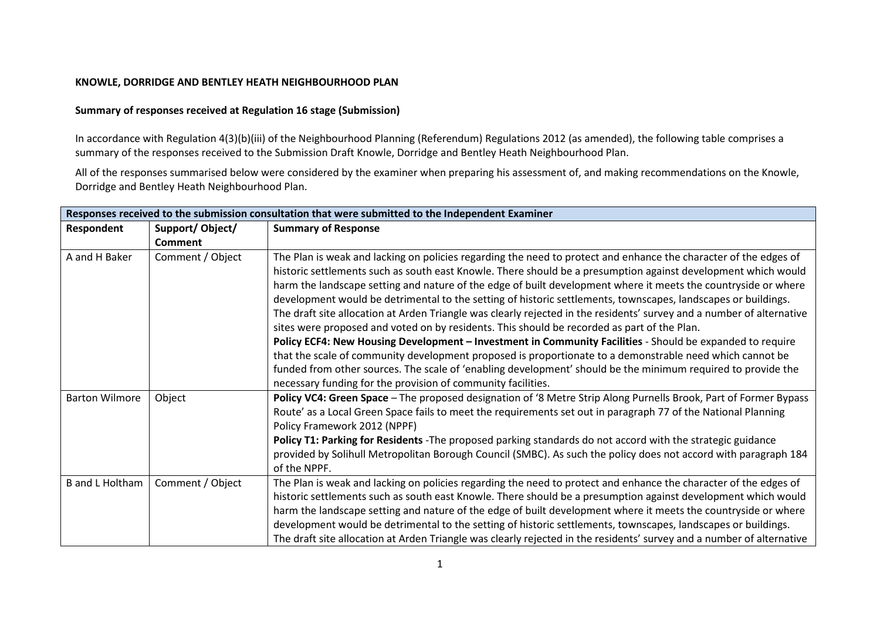**KNOWLE, DORRIDGE AND BENTLEY HEATH NEIGHBOURHOOD PLAN**

**Summary of responses received at Regulation 16 stage (Submission)**

In accordance with Regulation 4(3)(b)(iii) of the Neighbourhood Planning (Referendum) Regulations 2012 (as amended), the following table comprises a summary of the responses received to the Submission Draft Knowle, Dorridge and Bentley Heath Neighbourhood Plan.

All of the responses summarised below were considered by the examiner when preparing his assessment of, and making recommendations on the Knowle, Dorridge and Bentley Heath Neighbourhood Plan.

| **Responses received to the submission consultation that were submitted to the Independent Examiner** | | |
|---|---|---|
| **Respondent** | **Support/ Object/ Comment** | **Summary of Response** |
| A and H Baker | Comment / Object | The Plan is weak and lacking on policies regarding the need to protect and enhance the character of the edges of historic settlements such as south east Knowle. There should be a presumption against development which would harm the landscape setting and nature of the edge of built development where it meets the countryside or where development would be detrimental to the setting of historic settlements, townscapes, landscapes or buildings. The draft site allocation at Arden Triangle was clearly rejected in the residents' survey and a number of alternative sites were proposed and voted on by residents. This should be recorded as part of the Plan.<br>**Policy ECF4: New Housing Development – Investment in Community Facilities** - Should be expanded to require that the scale of community development proposed is proportionate to a demonstrable need which cannot be funded from other sources. The scale of 'enabling development' should be the minimum required to provide the necessary funding for the provision of community facilities. |
| Barton Wilmore | Object | **Policy VC4: Green Space** – The proposed designation of '8 Metre Strip Along Purnells Brook, Part of Former Bypass Route' as a Local Green Space fails to meet the requirements set out in paragraph 77 of the National Planning Policy Framework 2012 (NPPF)<br>**Policy T1: Parking for Residents** -The proposed parking standards do not accord with the strategic guidance provided by Solihull Metropolitan Borough Council (SMBC). As such the policy does not accord with paragraph 184 of the NPPF. |
| B and L Holtham | Comment / Object | The Plan is weak and lacking on policies regarding the need to protect and enhance the character of the edges of historic settlements such as south east Knowle. There should be a presumption against development which would harm the landscape setting and nature of the edge of built development where it meets the countryside or where development would be detrimental to the setting of historic settlements, townscapes, landscapes or buildings. The draft site allocation at Arden Triangle was clearly rejected in the residents' survey and a number of alternative |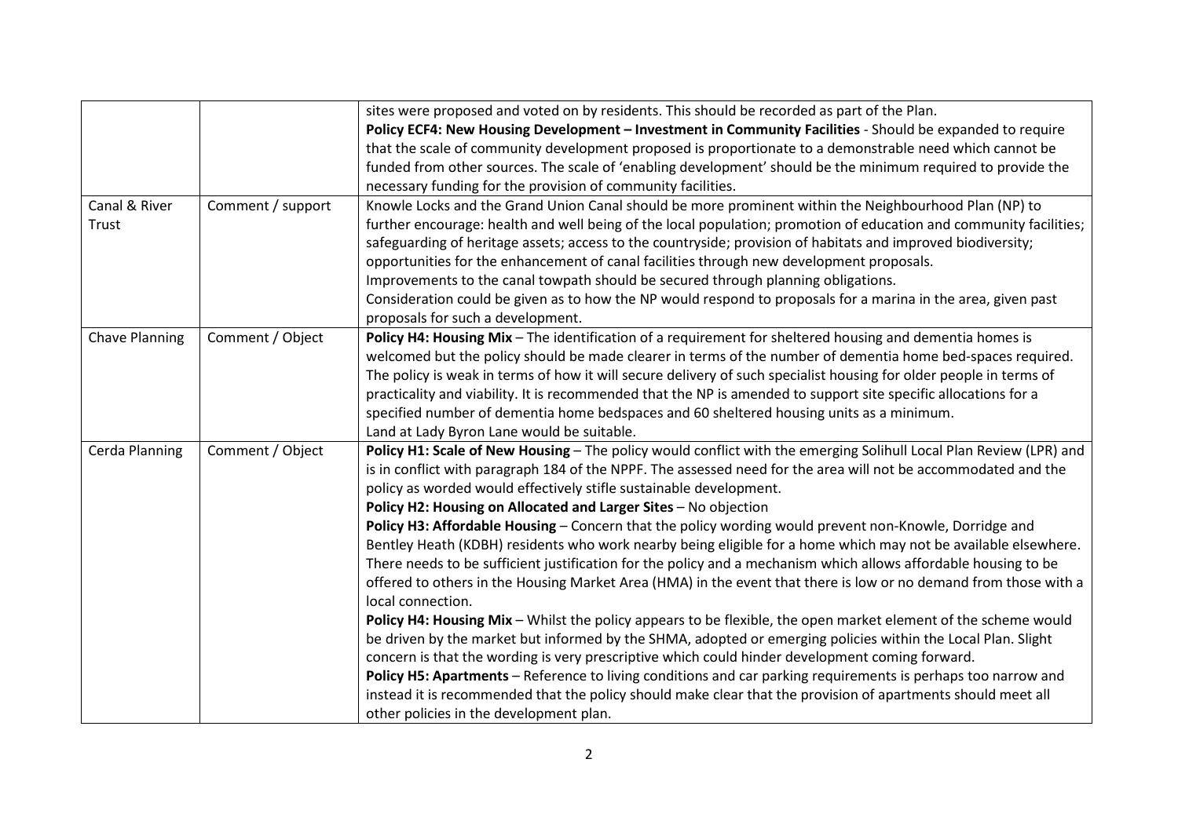| | | |
|---|---|---|
| | | sites were proposed and voted on by residents. This should be recorded as part of the Plan.<br>**Policy ECF4: New Housing Development – Investment in Community Facilities** - Should be expanded to require that the scale of community development proposed is proportionate to a demonstrable need which cannot be funded from other sources. The scale of 'enabling development' should be the minimum required to provide the necessary funding for the provision of community facilities. |
| Canal & River Trust | Comment / support | Knowle Locks and the Grand Union Canal should be more prominent within the Neighbourhood Plan (NP) to further encourage: health and well being of the local population; promotion of education and community facilities; safeguarding of heritage assets; access to the countryside; provision of habitats and improved biodiversity; opportunities for the enhancement of canal facilities through new development proposals.<br>Improvements to the canal towpath should be secured through planning obligations.<br>Consideration could be given as to how the NP would respond to proposals for a marina in the area, given past proposals for such a development. |
| Chave Planning | Comment / Object | **Policy H4: Housing Mix** – The identification of a requirement for sheltered housing and dementia homes is welcomed but the policy should be made clearer in terms of the number of dementia home bed-spaces required. The policy is weak in terms of how it will secure delivery of such specialist housing for older people in terms of practicality and viability. It is recommended that the NP is amended to support site specific allocations for a specified number of dementia home bedspaces and 60 sheltered housing units as a minimum.<br>Land at Lady Byron Lane would be suitable. |
| Cerda Planning | Comment / Object | **Policy H1: Scale of New Housing** – The policy would conflict with the emerging Solihull Local Plan Review (LPR) and is in conflict with paragraph 184 of the NPPF. The assessed need for the area will not be accommodated and the policy as worded would effectively stifle sustainable development.<br>**Policy H2: Housing on Allocated and Larger Sites** – No objection<br>**Policy H3: Affordable Housing** – Concern that the policy wording would prevent non-Knowle, Dorridge and Bentley Heath (KDBH) residents who work nearby being eligible for a home which may not be available elsewhere. There needs to be sufficient justification for the policy and a mechanism which allows affordable housing to be offered to others in the Housing Market Area (HMA) in the event that there is low or no demand from those with a local connection.<br>**Policy H4: Housing Mix** – Whilst the policy appears to be flexible, the open market element of the scheme would be driven by the market but informed by the SHMA, adopted or emerging policies within the Local Plan. Slight concern is that the wording is very prescriptive which could hinder development coming forward.<br>**Policy H5: Apartments** – Reference to living conditions and car parking requirements is perhaps too narrow and instead it is recommended that the policy should make clear that the provision of apartments should meet all other policies in the development plan. |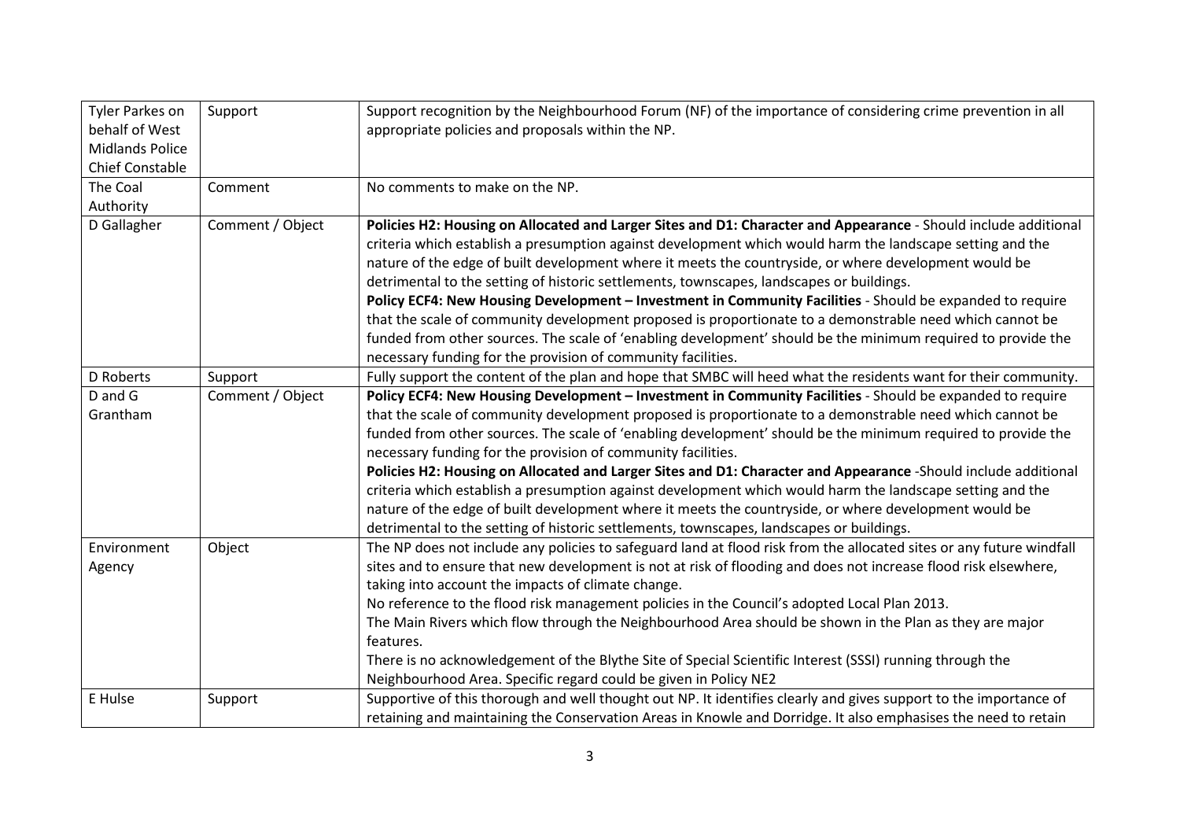| | | |
|---|---|---|
| Tyler Parkes on behalf of West Midlands Police Chief Constable | Support | Support recognition by the Neighbourhood Forum (NF) of the importance of considering crime prevention in all appropriate policies and proposals within the NP. |
| The Coal Authority | Comment | No comments to make on the NP. |
| D Gallagher | Comment / Object | **Policies H2: Housing on Allocated and Larger Sites and D1: Character and Appearance** - Should include additional criteria which establish a presumption against development which would harm the landscape setting and the nature of the edge of built development where it meets the countryside, or where development would be detrimental to the setting of historic settlements, townscapes, landscapes or buildings.<br>**Policy ECF4: New Housing Development – Investment in Community Facilities** - Should be expanded to require that the scale of community development proposed is proportionate to a demonstrable need which cannot be funded from other sources. The scale of 'enabling development' should be the minimum required to provide the necessary funding for the provision of community facilities. |
| D Roberts | Support | Fully support the content of the plan and hope that SMBC will heed what the residents want for their community. |
| D and G Grantham | Comment / Object | **Policy ECF4: New Housing Development – Investment in Community Facilities** - Should be expanded to require that the scale of community development proposed is proportionate to a demonstrable need which cannot be funded from other sources. The scale of 'enabling development' should be the minimum required to provide the necessary funding for the provision of community facilities.<br>**Policies H2: Housing on Allocated and Larger Sites and D1: Character and Appearance** -Should include additional criteria which establish a presumption against development which would harm the landscape setting and the nature of the edge of built development where it meets the countryside, or where development would be detrimental to the setting of historic settlements, townscapes, landscapes or buildings. |
| Environment Agency | Object | The NP does not include any policies to safeguard land at flood risk from the allocated sites or any future windfall sites and to ensure that new development is not at risk of flooding and does not increase flood risk elsewhere, taking into account the impacts of climate change.<br>No reference to the flood risk management policies in the Council's adopted Local Plan 2013.<br>The Main Rivers which flow through the Neighbourhood Area should be shown in the Plan as they are major features.<br>There is no acknowledgement of the Blythe Site of Special Scientific Interest (SSSI) running through the Neighbourhood Area. Specific regard could be given in Policy NE2 |
| E Hulse | Support | Supportive of this thorough and well thought out NP. It identifies clearly and gives support to the importance of retaining and maintaining the Conservation Areas in Knowle and Dorridge. It also emphasises the need to retain |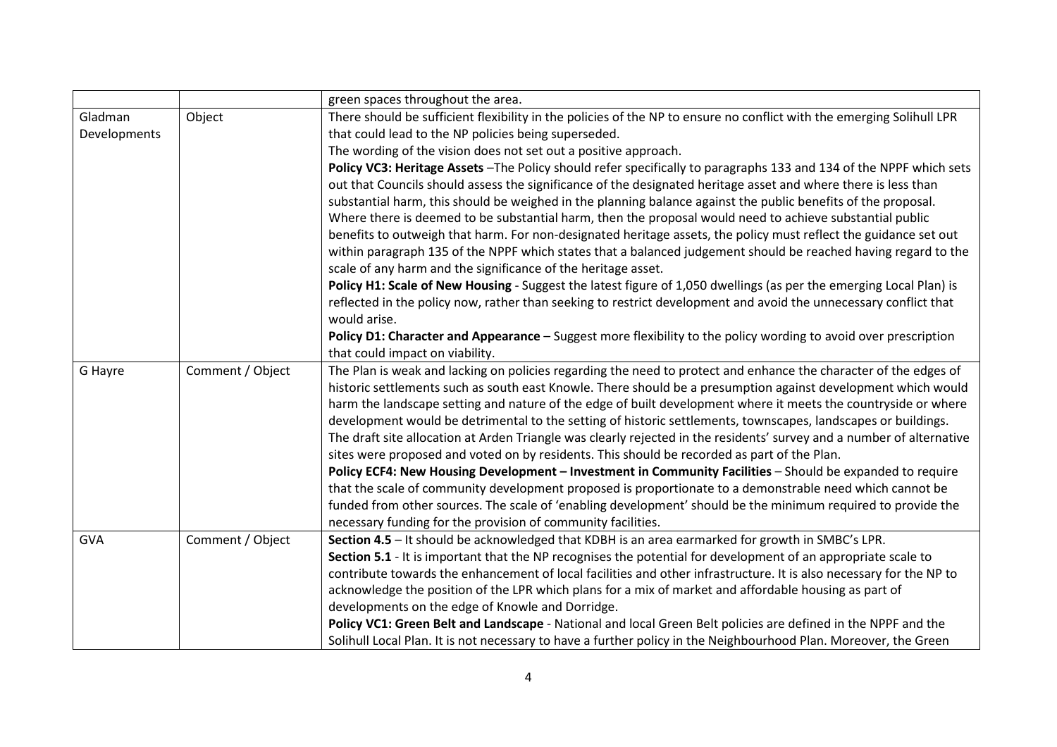| | | |
|---|---|---|
| | | green spaces throughout the area. |
| Gladman Developments | Object | There should be sufficient flexibility in the policies of the NP to ensure no conflict with the emerging Solihull LPR that could lead to the NP policies being superseded.<br>The wording of the vision does not set out a positive approach.<br>**Policy VC3: Heritage Assets** –The Policy should refer specifically to paragraphs 133 and 134 of the NPPF which sets out that Councils should assess the significance of the designated heritage asset and where there is less than substantial harm, this should be weighed in the planning balance against the public benefits of the proposal. Where there is deemed to be substantial harm, then the proposal would need to achieve substantial public benefits to outweigh that harm. For non-designated heritage assets, the policy must reflect the guidance set out within paragraph 135 of the NPPF which states that a balanced judgement should be reached having regard to the scale of any harm and the significance of the heritage asset.<br>**Policy H1: Scale of New Housing** - Suggest the latest figure of 1,050 dwellings (as per the emerging Local Plan) is reflected in the policy now, rather than seeking to restrict development and avoid the unnecessary conflict that would arise.<br>**Policy D1: Character and Appearance** – Suggest more flexibility to the policy wording to avoid over prescription that could impact on viability. |
| G Hayre | Comment / Object | The Plan is weak and lacking on policies regarding the need to protect and enhance the character of the edges of historic settlements such as south east Knowle. There should be a presumption against development which would harm the landscape setting and nature of the edge of built development where it meets the countryside or where development would be detrimental to the setting of historic settlements, townscapes, landscapes or buildings.<br>The draft site allocation at Arden Triangle was clearly rejected in the residents' survey and a number of alternative sites were proposed and voted on by residents. This should be recorded as part of the Plan.<br>**Policy ECF4: New Housing Development – Investment in Community Facilities** – Should be expanded to require that the scale of community development proposed is proportionate to a demonstrable need which cannot be funded from other sources. The scale of 'enabling development' should be the minimum required to provide the necessary funding for the provision of community facilities. |
| GVA | Comment / Object | **Section 4.5** – It should be acknowledged that KDBH is an area earmarked for growth in SMBC's LPR.<br>**Section 5.1** - It is important that the NP recognises the potential for development of an appropriate scale to contribute towards the enhancement of local facilities and other infrastructure. It is also necessary for the NP to acknowledge the position of the LPR which plans for a mix of market and affordable housing as part of developments on the edge of Knowle and Dorridge.<br>**Policy VC1: Green Belt and Landscape** - National and local Green Belt policies are defined in the NPPF and the Solihull Local Plan. It is not necessary to have a further policy in the Neighbourhood Plan. Moreover, the Green |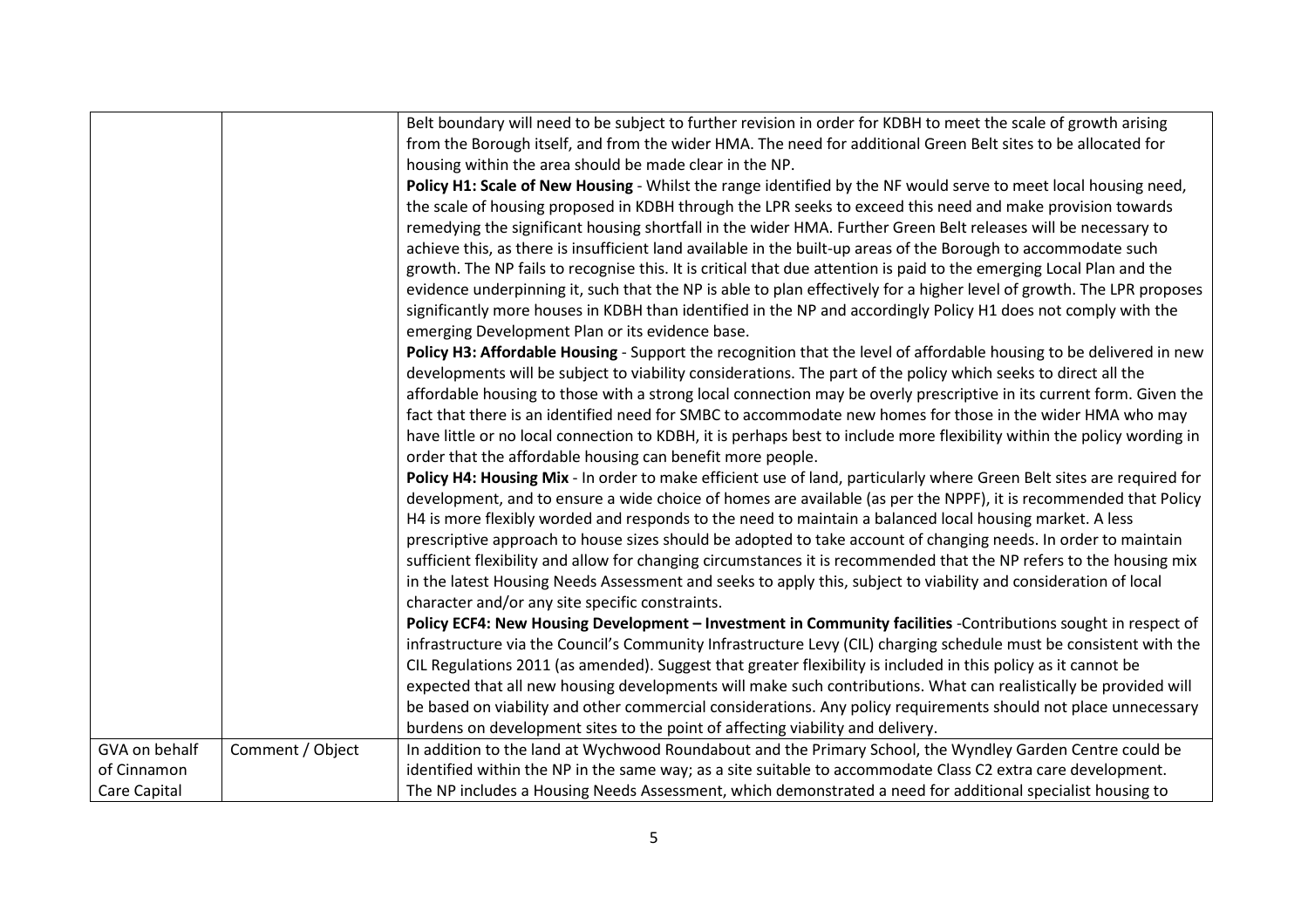|  |  |  |
|---|---|---|
|  |  | Belt boundary will need to be subject to further revision in order for KDBH to meet the scale of growth arising from the Borough itself, and from the wider HMA. The need for additional Green Belt sites to be allocated for housing within the area should be made clear in the NP.<br>**Policy H1: Scale of New Housing** - Whilst the range identified by the NF would serve to meet local housing need, the scale of housing proposed in KDBH through the LPR seeks to exceed this need and make provision towards remedying the significant housing shortfall in the wider HMA. Further Green Belt releases will be necessary to achieve this, as there is insufficient land available in the built-up areas of the Borough to accommodate such growth. The NP fails to recognise this. It is critical that due attention is paid to the emerging Local Plan and the evidence underpinning it, such that the NP is able to plan effectively for a higher level of growth. The LPR proposes significantly more houses in KDBH than identified in the NP and accordingly Policy H1 does not comply with the emerging Development Plan or its evidence base.<br>**Policy H3: Affordable Housing** - Support the recognition that the level of affordable housing to be delivered in new developments will be subject to viability considerations. The part of the policy which seeks to direct all the affordable housing to those with a strong local connection may be overly prescriptive in its current form. Given the fact that there is an identified need for SMBC to accommodate new homes for those in the wider HMA who may have little or no local connection to KDBH, it is perhaps best to include more flexibility within the policy wording in order that the affordable housing can benefit more people.<br>**Policy H4: Housing Mix** - In order to make efficient use of land, particularly where Green Belt sites are required for development, and to ensure a wide choice of homes are available (as per the NPPF), it is recommended that Policy H4 is more flexibly worded and responds to the need to maintain a balanced local housing market. A less prescriptive approach to house sizes should be adopted to take account of changing needs. In order to maintain sufficient flexibility and allow for changing circumstances it is recommended that the NP refers to the housing mix in the latest Housing Needs Assessment and seeks to apply this, subject to viability and consideration of local character and/or any site specific constraints.<br>**Policy ECF4: New Housing Development – Investment in Community facilities** -Contributions sought in respect of infrastructure via the Council's Community Infrastructure Levy (CIL) charging schedule must be consistent with the CIL Regulations 2011 (as amended). Suggest that greater flexibility is included in this policy as it cannot be expected that all new housing developments will make such contributions. What can realistically be provided will be based on viability and other commercial considerations. Any policy requirements should not place unnecessary burdens on development sites to the point of affecting viability and delivery. |
| GVA on behalf of Cinnamon Care Capital | Comment / Object | In addition to the land at Wychwood Roundabout and the Primary School, the Wyndley Garden Centre could be identified within the NP in the same way; as a site suitable to accommodate Class C2 extra care development. The NP includes a Housing Needs Assessment, which demonstrated a need for additional specialist housing to |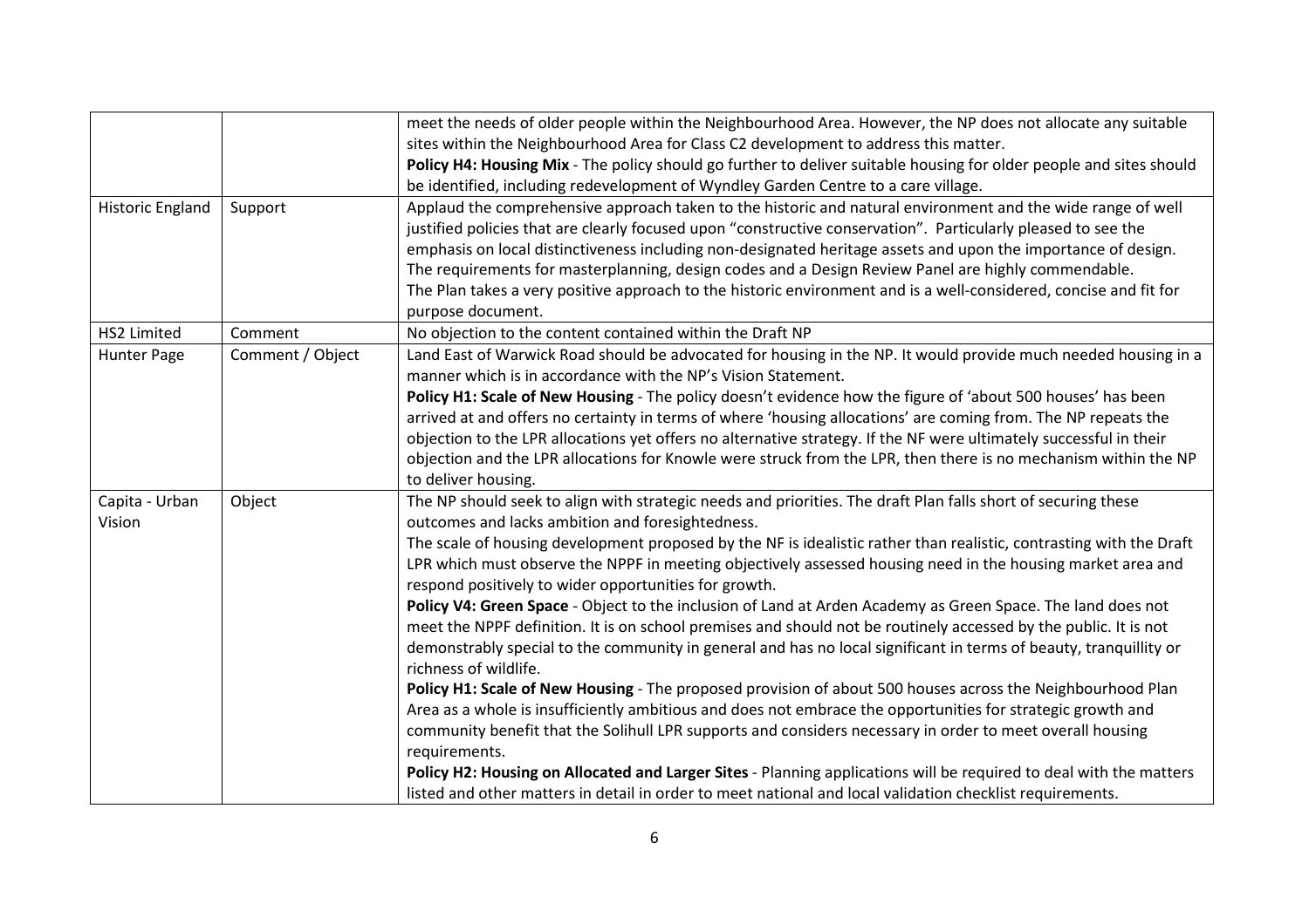| | | |
|---|---|---|
| | | meet the needs of older people within the Neighbourhood Area. However, the NP does not allocate any suitable sites within the Neighbourhood Area for Class C2 development to address this matter.<br>**Policy H4: Housing Mix** - The policy should go further to deliver suitable housing for older people and sites should be identified, including redevelopment of Wyndley Garden Centre to a care village. |
| Historic England | Support | Applaud the comprehensive approach taken to the historic and natural environment and the wide range of well justified policies that are clearly focused upon "constructive conservation". Particularly pleased to see the emphasis on local distinctiveness including non-designated heritage assets and upon the importance of design. The requirements for masterplanning, design codes and a Design Review Panel are highly commendable.<br>The Plan takes a very positive approach to the historic environment and is a well-considered, concise and fit for purpose document. |
| HS2 Limited | Comment | No objection to the content contained within the Draft NP |
| Hunter Page | Comment / Object | Land East of Warwick Road should be advocated for housing in the NP. It would provide much needed housing in a manner which is in accordance with the NP's Vision Statement.<br>**Policy H1: Scale of New Housing** - The policy doesn't evidence how the figure of 'about 500 houses' has been arrived at and offers no certainty in terms of where 'housing allocations' are coming from. The NP repeats the objection to the LPR allocations yet offers no alternative strategy. If the NF were ultimately successful in their objection and the LPR allocations for Knowle were struck from the LPR, then there is no mechanism within the NP to deliver housing. |
| Capita - Urban Vision | Object | The NP should seek to align with strategic needs and priorities. The draft Plan falls short of securing these outcomes and lacks ambition and foresightedness.<br>The scale of housing development proposed by the NF is idealistic rather than realistic, contrasting with the Draft LPR which must observe the NPPF in meeting objectively assessed housing need in the housing market area and respond positively to wider opportunities for growth.<br>**Policy V4: Green Space** - Object to the inclusion of Land at Arden Academy as Green Space. The land does not meet the NPPF definition. It is on school premises and should not be routinely accessed by the public. It is not demonstrably special to the community in general and has no local significant in terms of beauty, tranquillity or richness of wildlife.<br>**Policy H1: Scale of New Housing** - The proposed provision of about 500 houses across the Neighbourhood Plan Area as a whole is insufficiently ambitious and does not embrace the opportunities for strategic growth and community benefit that the Solihull LPR supports and considers necessary in order to meet overall housing requirements.<br>**Policy H2: Housing on Allocated and Larger Sites** - Planning applications will be required to deal with the matters listed and other matters in detail in order to meet national and local validation checklist requirements. |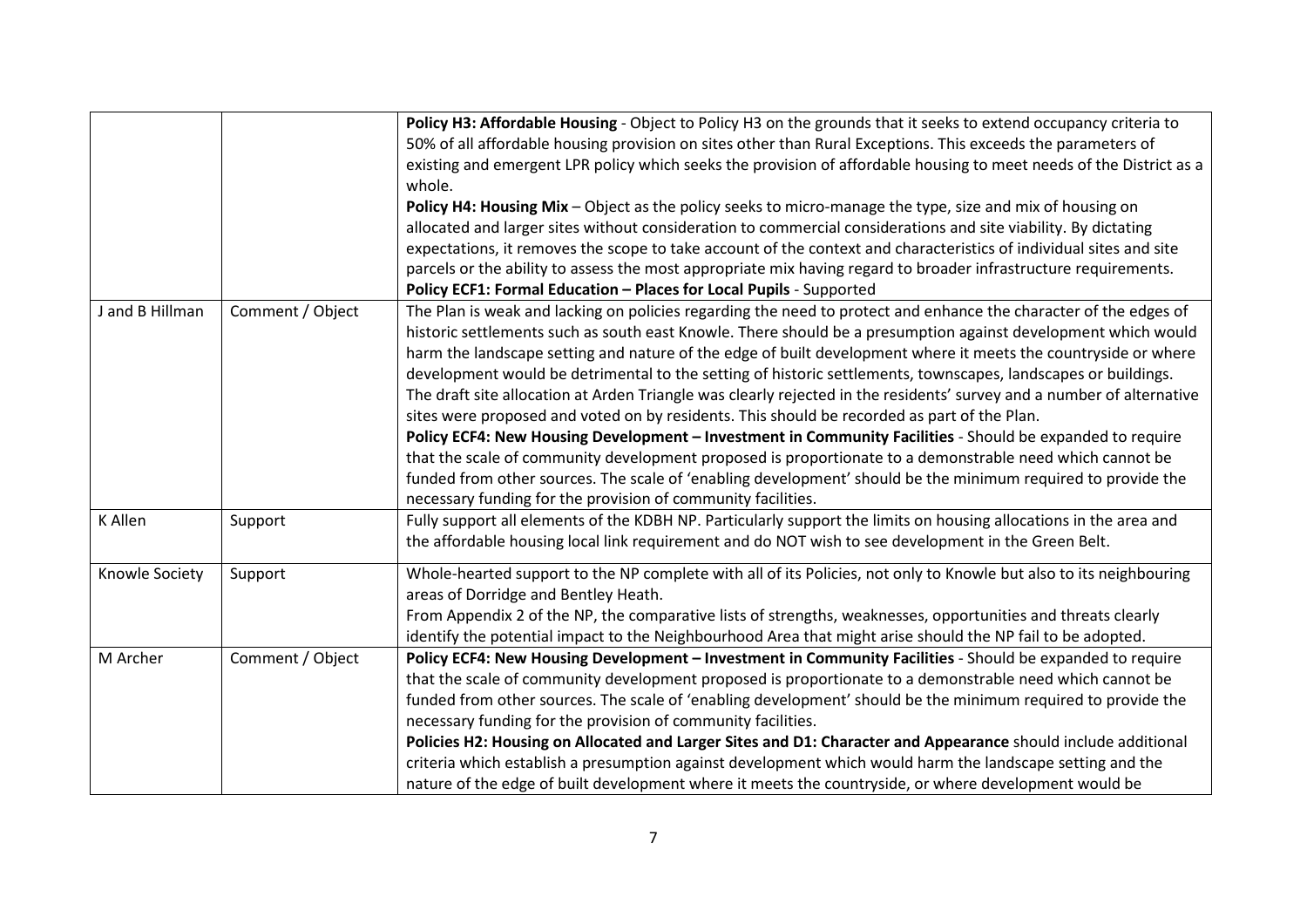| | | |
|---|---|---|
| | | **Policy H3: Affordable Housing** - Object to Policy H3 on the grounds that it seeks to extend occupancy criteria to 50% of all affordable housing provision on sites other than Rural Exceptions. This exceeds the parameters of existing and emergent LPR policy which seeks the provision of affordable housing to meet needs of the District as a whole.<br>**Policy H4: Housing Mix** – Object as the policy seeks to micro-manage the type, size and mix of housing on allocated and larger sites without consideration to commercial considerations and site viability. By dictating expectations, it removes the scope to take account of the context and characteristics of individual sites and site parcels or the ability to assess the most appropriate mix having regard to broader infrastructure requirements.<br>**Policy ECF1: Formal Education – Places for Local Pupils** - Supported |
| J and B Hillman | Comment / Object | The Plan is weak and lacking on policies regarding the need to protect and enhance the character of the edges of historic settlements such as south east Knowle. There should be a presumption against development which would harm the landscape setting and nature of the edge of built development where it meets the countryside or where development would be detrimental to the setting of historic settlements, townscapes, landscapes or buildings. The draft site allocation at Arden Triangle was clearly rejected in the residents' survey and a number of alternative sites were proposed and voted on by residents. This should be recorded as part of the Plan.<br>**Policy ECF4: New Housing Development – Investment in Community Facilities** - Should be expanded to require that the scale of community development proposed is proportionate to a demonstrable need which cannot be funded from other sources. The scale of 'enabling development' should be the minimum required to provide the necessary funding for the provision of community facilities. |
| K Allen | Support | Fully support all elements of the KDBH NP. Particularly support the limits on housing allocations in the area and the affordable housing local link requirement and do NOT wish to see development in the Green Belt. |
| Knowle Society | Support | Whole-hearted support to the NP complete with all of its Policies, not only to Knowle but also to its neighbouring areas of Dorridge and Bentley Heath.<br>From Appendix 2 of the NP, the comparative lists of strengths, weaknesses, opportunities and threats clearly identify the potential impact to the Neighbourhood Area that might arise should the NP fail to be adopted. |
| M Archer | Comment / Object | **Policy ECF4: New Housing Development – Investment in Community Facilities** - Should be expanded to require that the scale of community development proposed is proportionate to a demonstrable need which cannot be funded from other sources. The scale of 'enabling development' should be the minimum required to provide the necessary funding for the provision of community facilities.<br>**Policies H2: Housing on Allocated and Larger Sites and D1: Character and Appearance** should include additional criteria which establish a presumption against development which would harm the landscape setting and the nature of the edge of built development where it meets the countryside, or where development would be |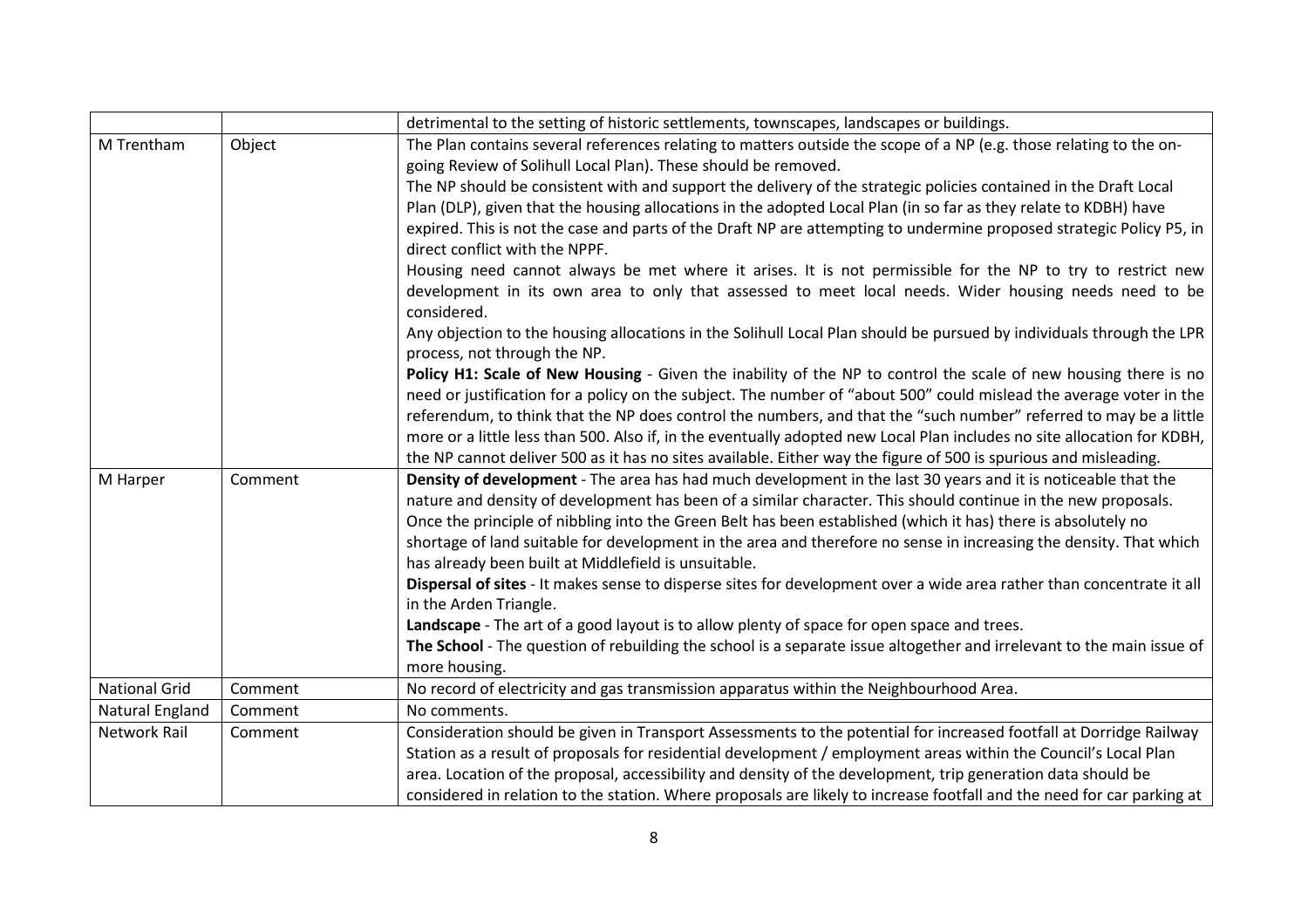| | | |
|---|---|---|
| | | detrimental to the setting of historic settlements, townscapes, landscapes or buildings. |
| M Trentham | Object | The Plan contains several references relating to matters outside the scope of a NP (e.g. those relating to the on-going Review of Solihull Local Plan). These should be removed.<br>The NP should be consistent with and support the delivery of the strategic policies contained in the Draft Local Plan (DLP), given that the housing allocations in the adopted Local Plan (in so far as they relate to KDBH) have expired. This is not the case and parts of the Draft NP are attempting to undermine proposed strategic Policy P5, in direct conflict with the NPPF.<br>Housing need cannot always be met where it arises. It is not permissible for the NP to try to restrict new development in its own area to only that assessed to meet local needs. Wider housing needs need to be considered.<br>Any objection to the housing allocations in the Solihull Local Plan should be pursued by individuals through the LPR process, not through the NP.<br>**Policy H1: Scale of New Housing** - Given the inability of the NP to control the scale of new housing there is no need or justification for a policy on the subject. The number of "about 500" could mislead the average voter in the referendum, to think that the NP does control the numbers, and that the "such number" referred to may be a little more or a little less than 500. Also if, in the eventually adopted new Local Plan includes no site allocation for KDBH, the NP cannot deliver 500 as it has no sites available. Either way the figure of 500 is spurious and misleading. |
| M Harper | Comment | **Density of development** - The area has had much development in the last 30 years and it is noticeable that the nature and density of development has been of a similar character. This should continue in the new proposals. Once the principle of nibbling into the Green Belt has been established (which it has) there is absolutely no shortage of land suitable for development in the area and therefore no sense in increasing the density. That which has already been built at Middlefield is unsuitable.<br>**Dispersal of sites** - It makes sense to disperse sites for development over a wide area rather than concentrate it all in the Arden Triangle.<br>**Landscape** - The art of a good layout is to allow plenty of space for open space and trees.<br>**The School** - The question of rebuilding the school is a separate issue altogether and irrelevant to the main issue of more housing. |
| National Grid | Comment | No record of electricity and gas transmission apparatus within the Neighbourhood Area. |
| Natural England | Comment | No comments. |
| Network Rail | Comment | Consideration should be given in Transport Assessments to the potential for increased footfall at Dorridge Railway Station as a result of proposals for residential development / employment areas within the Council's Local Plan area. Location of the proposal, accessibility and density of the development, trip generation data should be considered in relation to the station. Where proposals are likely to increase footfall and the need for car parking at |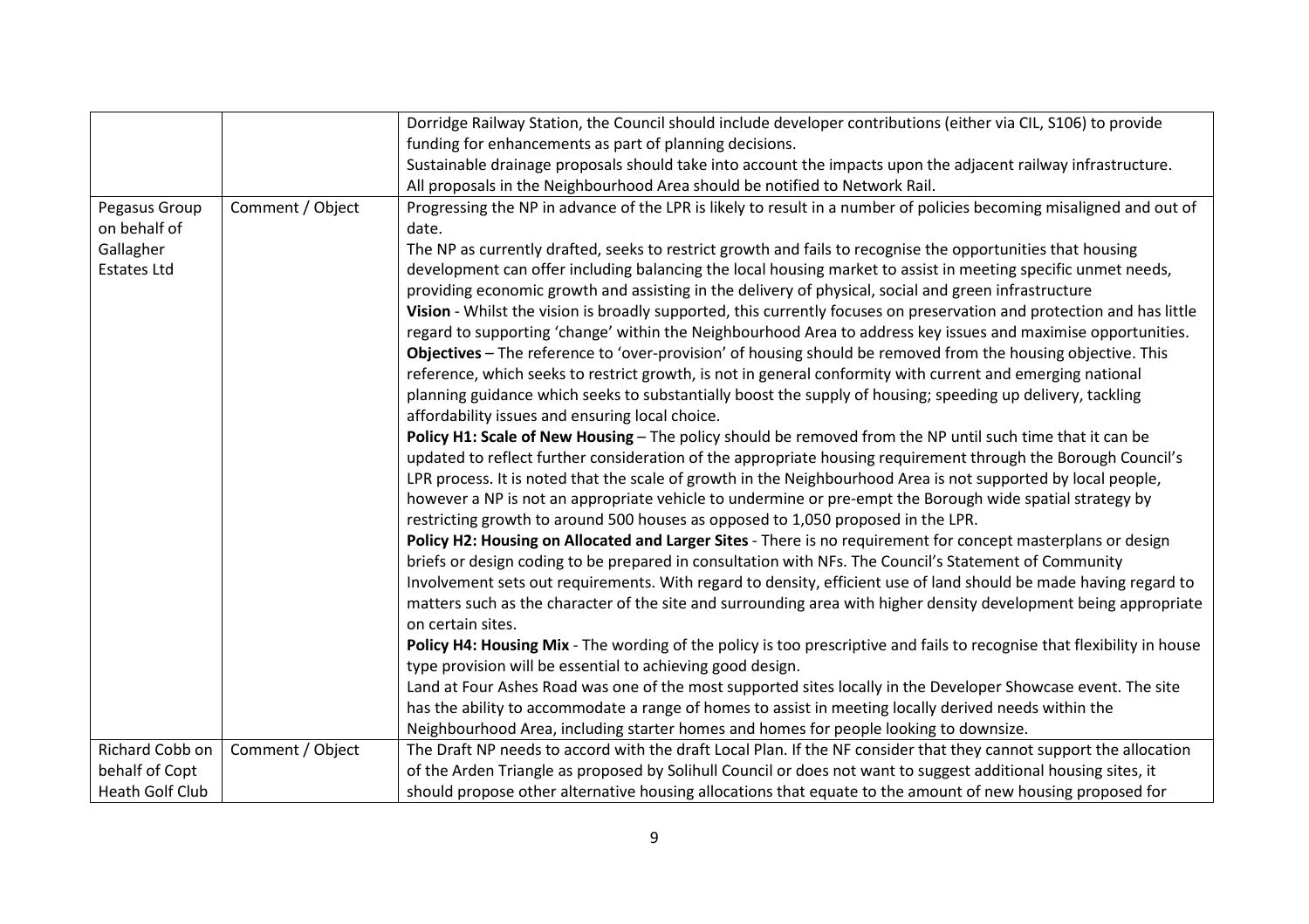| | | |
|---|---|---|
| | | Dorridge Railway Station, the Council should include developer contributions (either via CIL, S106) to provide funding for enhancements as part of planning decisions.<br>Sustainable drainage proposals should take into account the impacts upon the adjacent railway infrastructure.<br>All proposals in the Neighbourhood Area should be notified to Network Rail. |
| Pegasus Group on behalf of Gallagher Estates Ltd | Comment / Object | Progressing the NP in advance of the LPR is likely to result in a number of policies becoming misaligned and out of date.<br>The NP as currently drafted, seeks to restrict growth and fails to recognise the opportunities that housing development can offer including balancing the local housing market to assist in meeting specific unmet needs, providing economic growth and assisting in the delivery of physical, social and green infrastructure<br>**Vision** - Whilst the vision is broadly supported, this currently focuses on preservation and protection and has little regard to supporting 'change' within the Neighbourhood Area to address key issues and maximise opportunities.<br>**Objectives** – The reference to 'over-provision' of housing should be removed from the housing objective. This reference, which seeks to restrict growth, is not in general conformity with current and emerging national planning guidance which seeks to substantially boost the supply of housing; speeding up delivery, tackling affordability issues and ensuring local choice.<br>**Policy H1: Scale of New Housing** – The policy should be removed from the NP until such time that it can be updated to reflect further consideration of the appropriate housing requirement through the Borough Council's LPR process. It is noted that the scale of growth in the Neighbourhood Area is not supported by local people, however a NP is not an appropriate vehicle to undermine or pre-empt the Borough wide spatial strategy by restricting growth to around 500 houses as opposed to 1,050 proposed in the LPR.<br>**Policy H2: Housing on Allocated and Larger Sites** - There is no requirement for concept masterplans or design briefs or design coding to be prepared in consultation with NFs. The Council's Statement of Community Involvement sets out requirements. With regard to density, efficient use of land should be made having regard to matters such as the character of the site and surrounding area with higher density development being appropriate on certain sites.<br>**Policy H4: Housing Mix** - The wording of the policy is too prescriptive and fails to recognise that flexibility in house type provision will be essential to achieving good design.<br>Land at Four Ashes Road was one of the most supported sites locally in the Developer Showcase event. The site has the ability to accommodate a range of homes to assist in meeting locally derived needs within the Neighbourhood Area, including starter homes and homes for people looking to downsize. |
| Richard Cobb on behalf of Copt Heath Golf Club | Comment / Object | The Draft NP needs to accord with the draft Local Plan. If the NF consider that they cannot support the allocation of the Arden Triangle as proposed by Solihull Council or does not want to suggest additional housing sites, it should propose other alternative housing allocations that equate to the amount of new housing proposed for |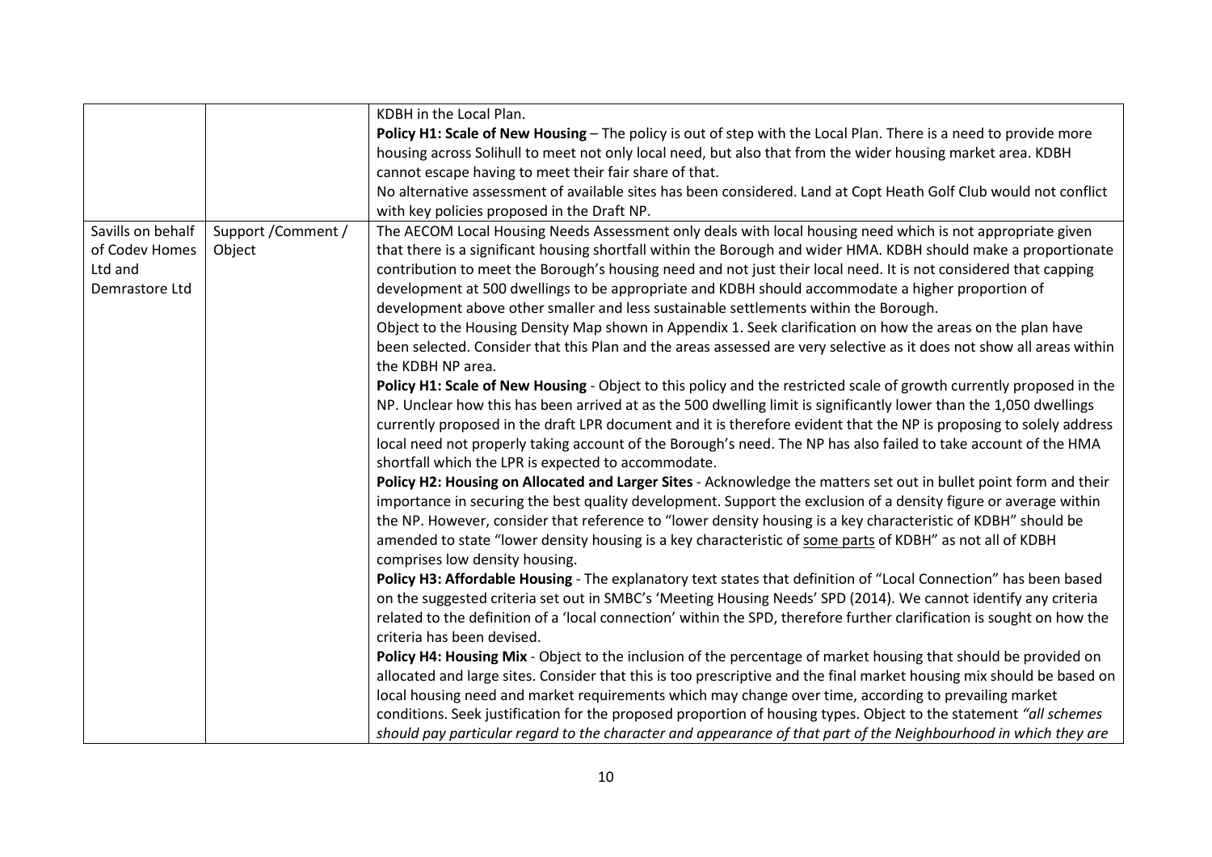| | | |
|---|---|---|
| | | KDBH in the Local Plan.<br>**Policy H1: Scale of New Housing** – The policy is out of step with the Local Plan. There is a need to provide more housing across Solihull to meet not only local need, but also that from the wider housing market area. KDBH cannot escape having to meet their fair share of that.<br>No alternative assessment of available sites has been considered. Land at Copt Heath Golf Club would not conflict with key policies proposed in the Draft NP. |
| Savills on behalf of Codev Homes Ltd and Demrastore Ltd | Support /Comment / Object | The AECOM Local Housing Needs Assessment only deals with local housing need which is not appropriate given that there is a significant housing shortfall within the Borough and wider HMA. KDBH should make a proportionate contribution to meet the Borough's housing need and not just their local need. It is not considered that capping development at 500 dwellings to be appropriate and KDBH should accommodate a higher proportion of development above other smaller and less sustainable settlements within the Borough.<br>Object to the Housing Density Map shown in Appendix 1. Seek clarification on how the areas on the plan have been selected. Consider that this Plan and the areas assessed are very selective as it does not show all areas within the KDBH NP area.<br>**Policy H1: Scale of New Housing** - Object to this policy and the restricted scale of growth currently proposed in the NP. Unclear how this has been arrived at as the 500 dwelling limit is significantly lower than the 1,050 dwellings currently proposed in the draft LPR document and it is therefore evident that the NP is proposing to solely address local need not properly taking account of the Borough's need. The NP has also failed to take account of the HMA shortfall which the LPR is expected to accommodate.<br>**Policy H2: Housing on Allocated and Larger Sites** - Acknowledge the matters set out in bullet point form and their importance in securing the best quality development. Support the exclusion of a density figure or average within the NP. However, consider that reference to "lower density housing is a key characteristic of KDBH" should be amended to state "lower density housing is a key characteristic of <u>some parts</u> of KDBH" as not all of KDBH comprises low density housing.<br>**Policy H3: Affordable Housing** - The explanatory text states that definition of "Local Connection" has been based on the suggested criteria set out in SMBC's 'Meeting Housing Needs' SPD (2014). We cannot identify any criteria related to the definition of a 'local connection' within the SPD, therefore further clarification is sought on how the criteria has been devised.<br>**Policy H4: Housing Mix** - Object to the inclusion of the percentage of market housing that should be provided on allocated and large sites. Consider that this is too prescriptive and the final market housing mix should be based on local housing need and market requirements which may change over time, according to prevailing market conditions. Seek justification for the proposed proportion of housing types. Object to the statement *"all schemes should pay particular regard to the character and appearance of that part of the Neighbourhood in which they are* |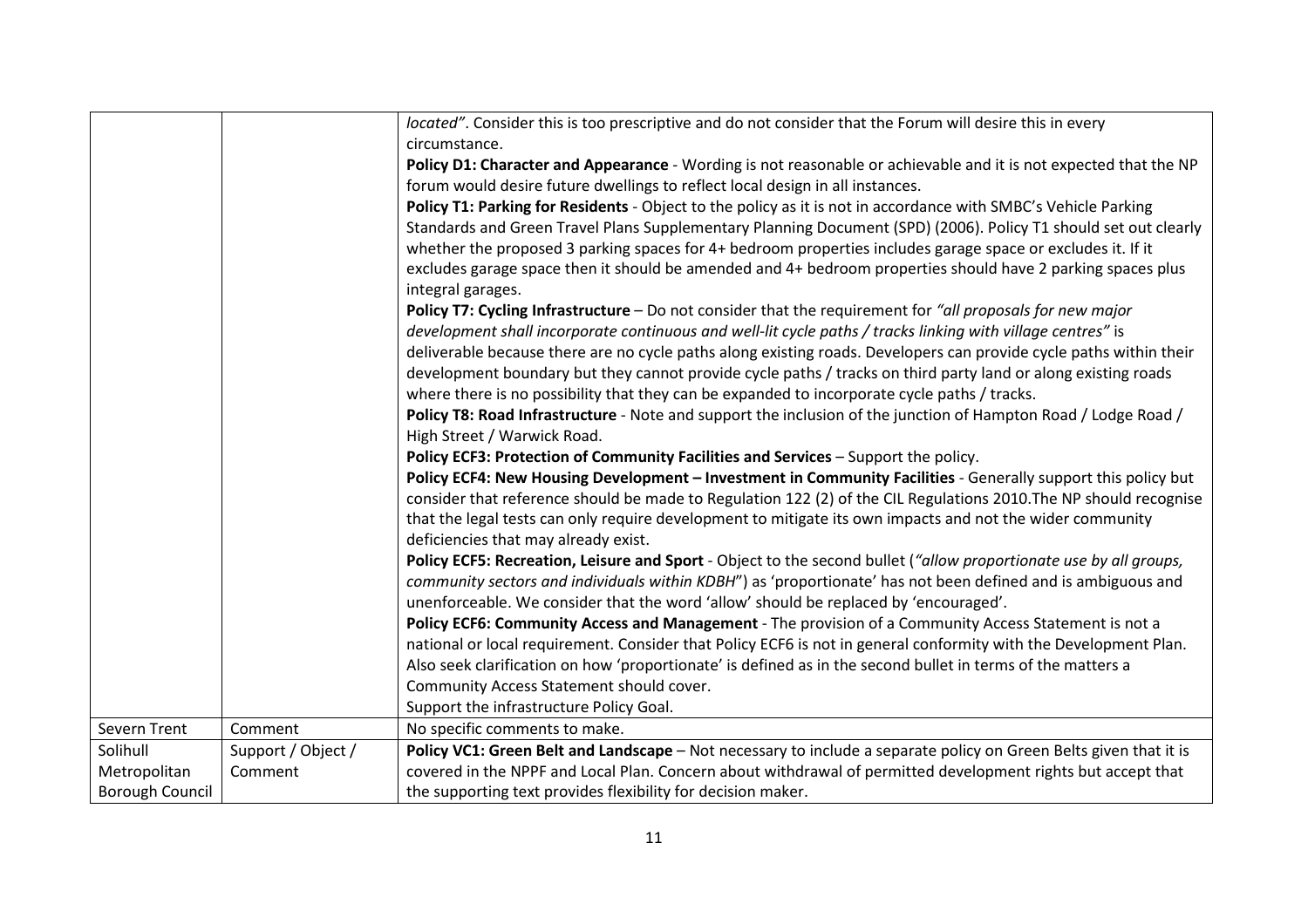| | | |
|---|---|---|
| | | *located"*. Consider this is too prescriptive and do not consider that the Forum will desire this in every circumstance.<br>**Policy D1: Character and Appearance** - Wording is not reasonable or achievable and it is not expected that the NP forum would desire future dwellings to reflect local design in all instances.<br>**Policy T1: Parking for Residents** - Object to the policy as it is not in accordance with SMBC's Vehicle Parking Standards and Green Travel Plans Supplementary Planning Document (SPD) (2006). Policy T1 should set out clearly whether the proposed 3 parking spaces for 4+ bedroom properties includes garage space or excludes it. If it excludes garage space then it should be amended and 4+ bedroom properties should have 2 parking spaces plus integral garages.<br>**Policy T7: Cycling Infrastructure** – Do not consider that the requirement for *"all proposals for new major development shall incorporate continuous and well-lit cycle paths / tracks linking with village centres"* is deliverable because there are no cycle paths along existing roads. Developers can provide cycle paths within their development boundary but they cannot provide cycle paths / tracks on third party land or along existing roads where there is no possibility that they can be expanded to incorporate cycle paths / tracks.<br>**Policy T8: Road Infrastructure** - Note and support the inclusion of the junction of Hampton Road / Lodge Road / High Street / Warwick Road.<br>**Policy ECF3: Protection of Community Facilities and Services** – Support the policy.<br>**Policy ECF4: New Housing Development – Investment in Community Facilities** - Generally support this policy but consider that reference should be made to Regulation 122 (2) of the CIL Regulations 2010.The NP should recognise that the legal tests can only require development to mitigate its own impacts and not the wider community deficiencies that may already exist.<br>**Policy ECF5: Recreation, Leisure and Sport** - Object to the second bullet (*"allow proportionate use by all groups, community sectors and individuals within KDBH*") as 'proportionate' has not been defined and is ambiguous and unenforceable. We consider that the word 'allow' should be replaced by 'encouraged'.<br>**Policy ECF6: Community Access and Management** - The provision of a Community Access Statement is not a national or local requirement. Consider that Policy ECF6 is not in general conformity with the Development Plan. Also seek clarification on how 'proportionate' is defined as in the second bullet in terms of the matters a Community Access Statement should cover.<br>Support the infrastructure Policy Goal. |
| Severn Trent | Comment | No specific comments to make. |
| Solihull Metropolitan Borough Council | Support / Object / Comment | **Policy VC1: Green Belt and Landscape** – Not necessary to include a separate policy on Green Belts given that it is covered in the NPPF and Local Plan. Concern about withdrawal of permitted development rights but accept that the supporting text provides flexibility for decision maker. |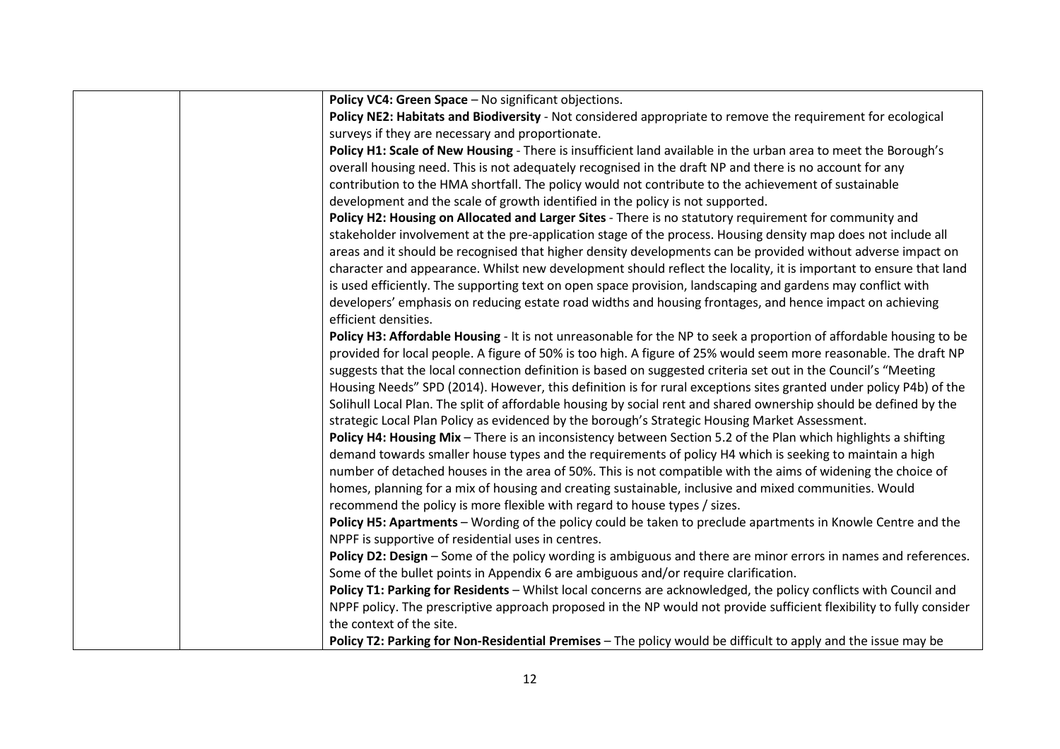| | | |
|---|---|---|
| | | **Policy VC4: Green Space** – No significant objections.<br>**Policy NE2: Habitats and Biodiversity** - Not considered appropriate to remove the requirement for ecological surveys if they are necessary and proportionate.<br>**Policy H1: Scale of New Housing** - There is insufficient land available in the urban area to meet the Borough's overall housing need. This is not adequately recognised in the draft NP and there is no account for any contribution to the HMA shortfall. The policy would not contribute to the achievement of sustainable development and the scale of growth identified in the policy is not supported.<br>**Policy H2: Housing on Allocated and Larger Sites** - There is no statutory requirement for community and stakeholder involvement at the pre-application stage of the process. Housing density map does not include all areas and it should be recognised that higher density developments can be provided without adverse impact on character and appearance. Whilst new development should reflect the locality, it is important to ensure that land is used efficiently. The supporting text on open space provision, landscaping and gardens may conflict with developers' emphasis on reducing estate road widths and housing frontages, and hence impact on achieving efficient densities.<br>**Policy H3: Affordable Housing** - It is not unreasonable for the NP to seek a proportion of affordable housing to be provided for local people. A figure of 50% is too high. A figure of 25% would seem more reasonable. The draft NP suggests that the local connection definition is based on suggested criteria set out in the Council's "Meeting Housing Needs" SPD (2014). However, this definition is for rural exceptions sites granted under policy P4b) of the Solihull Local Plan. The split of affordable housing by social rent and shared ownership should be defined by the strategic Local Plan Policy as evidenced by the borough's Strategic Housing Market Assessment.<br>**Policy H4: Housing Mix** – There is an inconsistency between Section 5.2 of the Plan which highlights a shifting demand towards smaller house types and the requirements of policy H4 which is seeking to maintain a high number of detached houses in the area of 50%. This is not compatible with the aims of widening the choice of homes, planning for a mix of housing and creating sustainable, inclusive and mixed communities. Would recommend the policy is more flexible with regard to house types / sizes.<br>**Policy H5: Apartments** – Wording of the policy could be taken to preclude apartments in Knowle Centre and the NPPF is supportive of residential uses in centres.<br>**Policy D2: Design** – Some of the policy wording is ambiguous and there are minor errors in names and references. Some of the bullet points in Appendix 6 are ambiguous and/or require clarification.<br>**Policy T1: Parking for Residents** – Whilst local concerns are acknowledged, the policy conflicts with Council and NPPF policy. The prescriptive approach proposed in the NP would not provide sufficient flexibility to fully consider the context of the site.<br>**Policy T2: Parking for Non-Residential Premises** – The policy would be difficult to apply and the issue may be |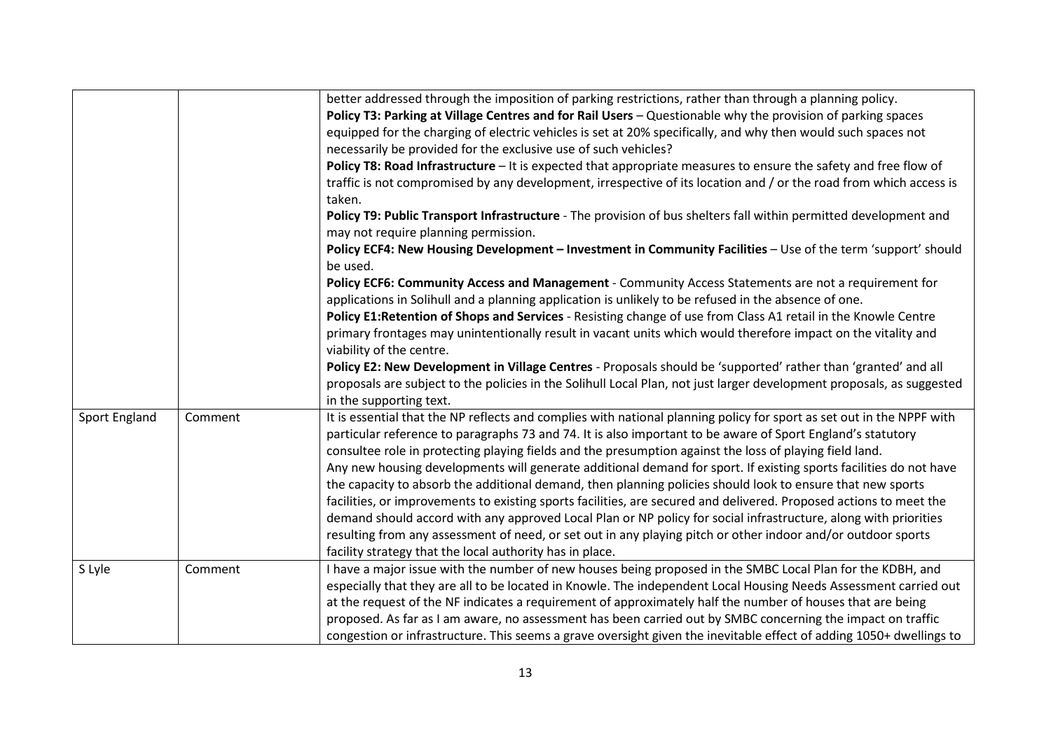| | | |
|---|---|---|
| | | better addressed through the imposition of parking restrictions, rather than through a planning policy.<br>**Policy T3: Parking at Village Centres and for Rail Users** – Questionable why the provision of parking spaces equipped for the charging of electric vehicles is set at 20% specifically, and why then would such spaces not necessarily be provided for the exclusive use of such vehicles?<br>**Policy T8: Road Infrastructure** – It is expected that appropriate measures to ensure the safety and free flow of traffic is not compromised by any development, irrespective of its location and / or the road from which access is taken.<br>**Policy T9: Public Transport Infrastructure** - The provision of bus shelters fall within permitted development and may not require planning permission.<br>**Policy ECF4: New Housing Development – Investment in Community Facilities** – Use of the term 'support' should be used.<br>**Policy ECF6: Community Access and Management** - Community Access Statements are not a requirement for applications in Solihull and a planning application is unlikely to be refused in the absence of one.<br>**Policy E1:Retention of Shops and Services** - Resisting change of use from Class A1 retail in the Knowle Centre primary frontages may unintentionally result in vacant units which would therefore impact on the vitality and viability of the centre.<br>**Policy E2: New Development in Village Centres** - Proposals should be 'supported' rather than 'granted' and all proposals are subject to the policies in the Solihull Local Plan, not just larger development proposals, as suggested in the supporting text. |
| Sport England | Comment | It is essential that the NP reflects and complies with national planning policy for sport as set out in the NPPF with particular reference to paragraphs 73 and 74. It is also important to be aware of Sport England's statutory consultee role in protecting playing fields and the presumption against the loss of playing field land.<br>Any new housing developments will generate additional demand for sport. If existing sports facilities do not have the capacity to absorb the additional demand, then planning policies should look to ensure that new sports facilities, or improvements to existing sports facilities, are secured and delivered. Proposed actions to meet the demand should accord with any approved Local Plan or NP policy for social infrastructure, along with priorities resulting from any assessment of need, or set out in any playing pitch or other indoor and/or outdoor sports facility strategy that the local authority has in place. |
| S Lyle | Comment | I have a major issue with the number of new houses being proposed in the SMBC Local Plan for the KDBH, and especially that they are all to be located in Knowle. The independent Local Housing Needs Assessment carried out at the request of the NF indicates a requirement of approximately half the number of houses that are being proposed. As far as I am aware, no assessment has been carried out by SMBC concerning the impact on traffic congestion or infrastructure. This seems a grave oversight given the inevitable effect of adding 1050+ dwellings to |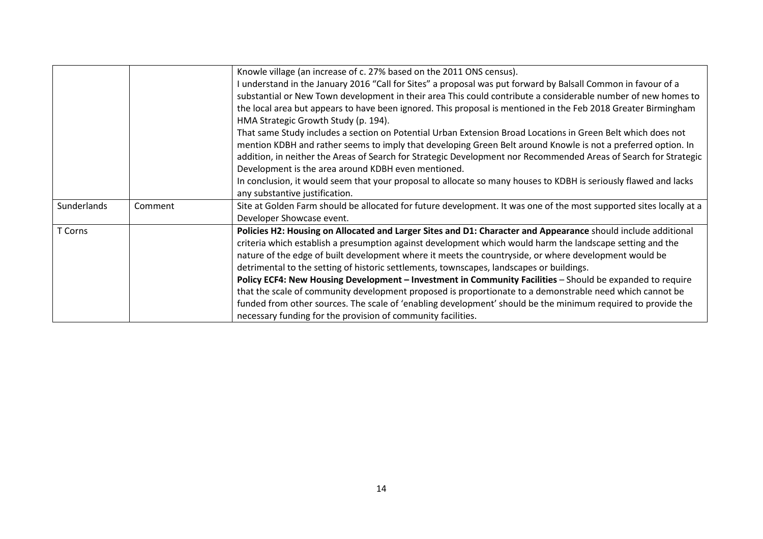| | | |
|---|---|---|
| | | Knowle village (an increase of c. 27% based on the 2011 ONS census).<br>I understand in the January 2016 "Call for Sites" a proposal was put forward by Balsall Common in favour of a substantial or New Town development in their area This could contribute a considerable number of new homes to the local area but appears to have been ignored. This proposal is mentioned in the Feb 2018 Greater Birmingham HMA Strategic Growth Study (p. 194).<br>That same Study includes a section on Potential Urban Extension Broad Locations in Green Belt which does not mention KDBH and rather seems to imply that developing Green Belt around Knowle is not a preferred option. In addition, in neither the Areas of Search for Strategic Development nor Recommended Areas of Search for Strategic Development is the area around KDBH even mentioned.<br>In conclusion, it would seem that your proposal to allocate so many houses to KDBH is seriously flawed and lacks any substantive justification. |
| Sunderlands | Comment | Site at Golden Farm should be allocated for future development. It was one of the most supported sites locally at a Developer Showcase event. |
| T Corns | | **Policies H2: Housing on Allocated and Larger Sites and D1: Character and Appearance** should include additional criteria which establish a presumption against development which would harm the landscape setting and the nature of the edge of built development where it meets the countryside, or where development would be detrimental to the setting of historic settlements, townscapes, landscapes or buildings.<br>**Policy ECF4: New Housing Development – Investment in Community Facilities** – Should be expanded to require that the scale of community development proposed is proportionate to a demonstrable need which cannot be funded from other sources. The scale of 'enabling development' should be the minimum required to provide the necessary funding for the provision of community facilities. |